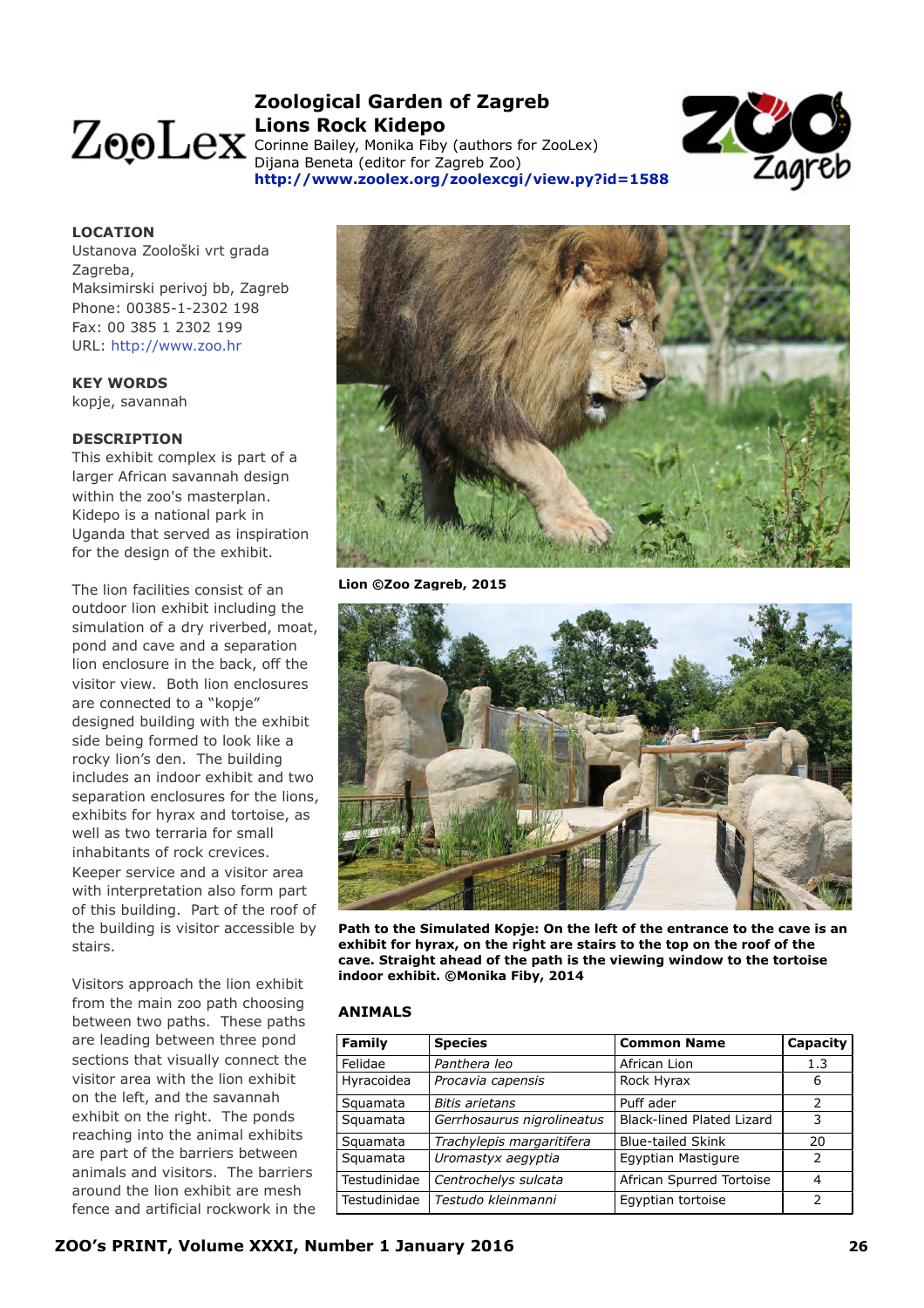# Zoological Garden of Zagreb
## Lions Rock Kidepo

Corinne Bailey, Monika Fiby (authors for ZooLex)
Dijana Beneta (editor for Zagreb Zoo)
**http://www.zoolex.org/zoolexcgi/view.py?id=1588**

### LOCATION

Ustanova Zoološki vrt grada Zagreba,
Maksimirski perivoj bb, Zagreb
Phone: 00385-1-2302 198
Fax: 00 385 1 2302 199
URL: http://www.zoo.hr

### KEY WORDS

kopje, savannah

### DESCRIPTION

This exhibit complex is part of a larger African savannah design within the zoo's masterplan. Kidepo is a national park in Uganda that served as inspiration for the design of the exhibit.

The lion facilities consist of an outdoor lion exhibit including the simulation of a dry riverbed, moat, pond and cave and a separation lion enclosure in the back, off the visitor view. Both lion enclosures are connected to a "kopje" designed building with the exhibit side being formed to look like a rocky lion's den. The building includes an indoor exhibit and two separation enclosures for the lions, exhibits for hyrax and tortoise, as well as two terraria for small inhabitants of rock crevices. Keeper service and a visitor area with interpretation also form part of this building. Part of the roof of the building is visitor accessible by stairs.

Visitors approach the lion exhibit from the main zoo path choosing between two paths. These paths are leading between three pond sections that visually connect the visitor area with the lion exhibit on the left, and the savannah exhibit on the right. The ponds reaching into the animal exhibits are part of the barriers between animals and visitors. The barriers around the lion exhibit are mesh fence and artificial rockwork in the

**Lion ©Zoo Zagreb, 2015**

**Path to the Simulated Kopje: On the left of the entrance to the cave is an exhibit for hyrax, on the right are stairs to the top on the roof of the cave. Straight ahead of the path is the viewing window to the tortoise indoor exhibit. ©Monika Fiby, 2014**

### ANIMALS

| Family | Species | Common Name | Capacity |
|---|---|---|---|
| Felidae | *Panthera leo* | African Lion | 1.3 |
| Hyracoidea | *Procavia capensis* | Rock Hyrax | 6 |
| Squamata | *Bitis arietans* | Puff ader | 2 |
| Squamata | *Gerrhosaurus nigrolineatus* | Black-lined Plated Lizard | 3 |
| Squamata | *Trachylepis margaritifera* | Blue-tailed Skink | 20 |
| Squamata | *Uromastyx aegyptia* | Egyptian Mastigure | 2 |
| Testudinidae | *Centrochelys sulcata* | African Spurred Tortoise | 4 |
| Testudinidae | *Testudo kleinmanni* | Egyptian tortoise | 2 |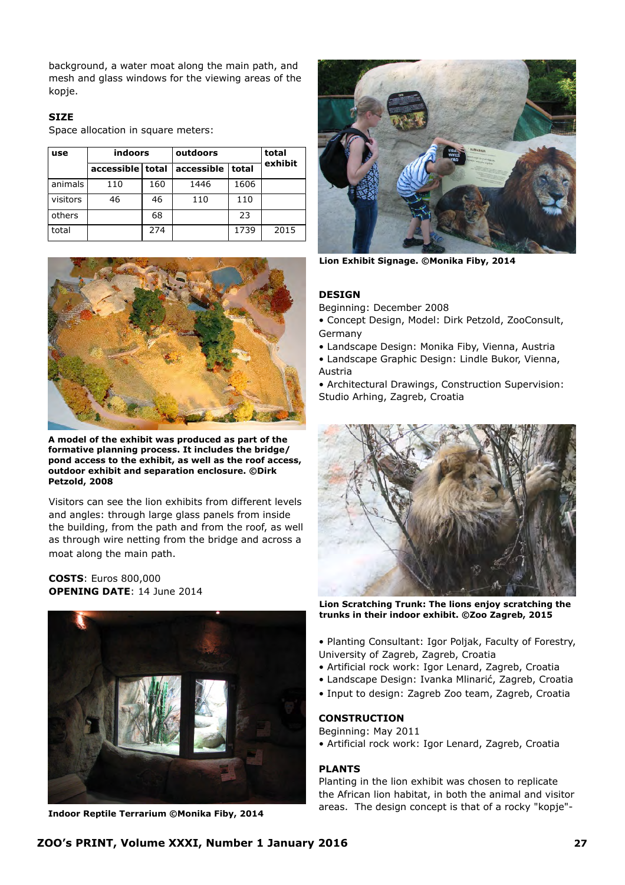background, a water moat along the main path, and mesh and glass windows for the viewing areas of the kopje.

### SIZE

Space allocation in square meters:

| use | indoors | | outdoors | | total exhibit |
|---|---|---|---|---|---|
| | accessible | total | accessible | total | |
| animals | 110 | 160 | 1446 | 1606 | |
| visitors | 46 | 46 | 110 | 110 | |
| others | | 68 | | 23 | |
| total | | 274 | | 1739 | 2015 |

**A model of the exhibit was produced as part of the formative planning process. It includes the bridge/ pond access to the exhibit, as well as the roof access, outdoor exhibit and separation enclosure. ©Dirk Petzold, 2008**

Visitors can see the lion exhibits from different levels and angles: through large glass panels from inside the building, from the path and from the roof, as well as through wire netting from the bridge and across a moat along the main path.

**COSTS**: Euros 800,000

**OPENING DATE**: 14 June 2014

**Indoor Reptile Terrarium ©Monika Fiby, 2014**

**Lion Exhibit Signage. ©Monika Fiby, 2014**

### DESIGN

Beginning: December 2008

- Concept Design, Model: Dirk Petzold, ZooConsult, Germany
- Landscape Design: Monika Fiby, Vienna, Austria
- Landscape Graphic Design: Lindle Bukor, Vienna, Austria
- Architectural Drawings, Construction Supervision: Studio Arhing, Zagreb, Croatia

**Lion Scratching Trunk: The lions enjoy scratching the trunks in their indoor exhibit. ©Zoo Zagreb, 2015**

- Planting Consultant: Igor Poljak, Faculty of Forestry, University of Zagreb, Zagreb, Croatia
- Artificial rock work: Igor Lenard, Zagreb, Croatia
- Landscape Design: Ivanka Mlinarić, Zagreb, Croatia
- Input to design: Zagreb Zoo team, Zagreb, Croatia

### CONSTRUCTION

Beginning: May 2011

- Artificial rock work: Igor Lenard, Zagreb, Croatia

### PLANTS

Planting in the lion exhibit was chosen to replicate the African lion habitat, in both the animal and visitor areas. The design concept is that of a rocky "kopje"-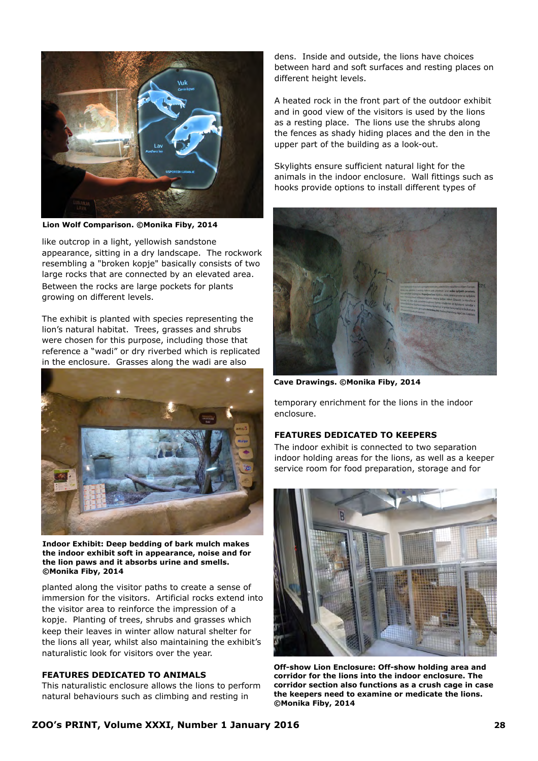Lion Wolf Comparison. ©Monika Fiby, 2014

like outcrop in a light, yellowish sandstone appearance, sitting in a dry landscape. The rockwork resembling a "broken kopje" basically consists of two large rocks that are connected by an elevated area. Between the rocks are large pockets for plants growing on different levels.

The exhibit is planted with species representing the lion's natural habitat. Trees, grasses and shrubs were chosen for this purpose, including those that reference a "wadi" or dry riverbed which is replicated in the enclosure. Grasses along the wadi are also planted along the visitor paths to create a sense of immersion for the visitors. Artificial rocks extend into the visitor area to reinforce the impression of a kopje. Planting of trees, shrubs and grasses which keep their leaves in winter allow natural shelter for the lions all year, whilst also maintaining the exhibit's naturalistic look for visitors over the year.

**Indoor Exhibit: Deep bedding of bark mulch makes the indoor exhibit soft in appearance, noise and for the lion paws and it absorbs urine and smells. ©Monika Fiby, 2014**

### FEATURES DEDICATED TO ANIMALS

This naturalistic enclosure allows the lions to perform natural behaviours such as climbing and resting in dens. Inside and outside, the lions have choices between hard and soft surfaces and resting places on different height levels.

A heated rock in the front part of the outdoor exhibit and in good view of the visitors is used by the lions as a resting place. The lions use the shrubs along the fences as shady hiding places and the den in the upper part of the building as a look-out.

Skylights ensure sufficient natural light for the animals in the indoor enclosure. Wall fittings such as hooks provide options to install different types of temporary enrichment for the lions in the indoor enclosure.

**Cave Drawings. ©Monika Fiby, 2014**

### FEATURES DEDICATED TO KEEPERS

The indoor exhibit is connected to two separation indoor holding areas for the lions, as well as a keeper service room for food preparation, storage and for

**Off-show Lion Enclosure: Off-show holding area and corridor for the lions into the indoor enclosure. The corridor section also functions as a crush cage in case the keepers need to examine or medicate the lions. ©Monika Fiby, 2014**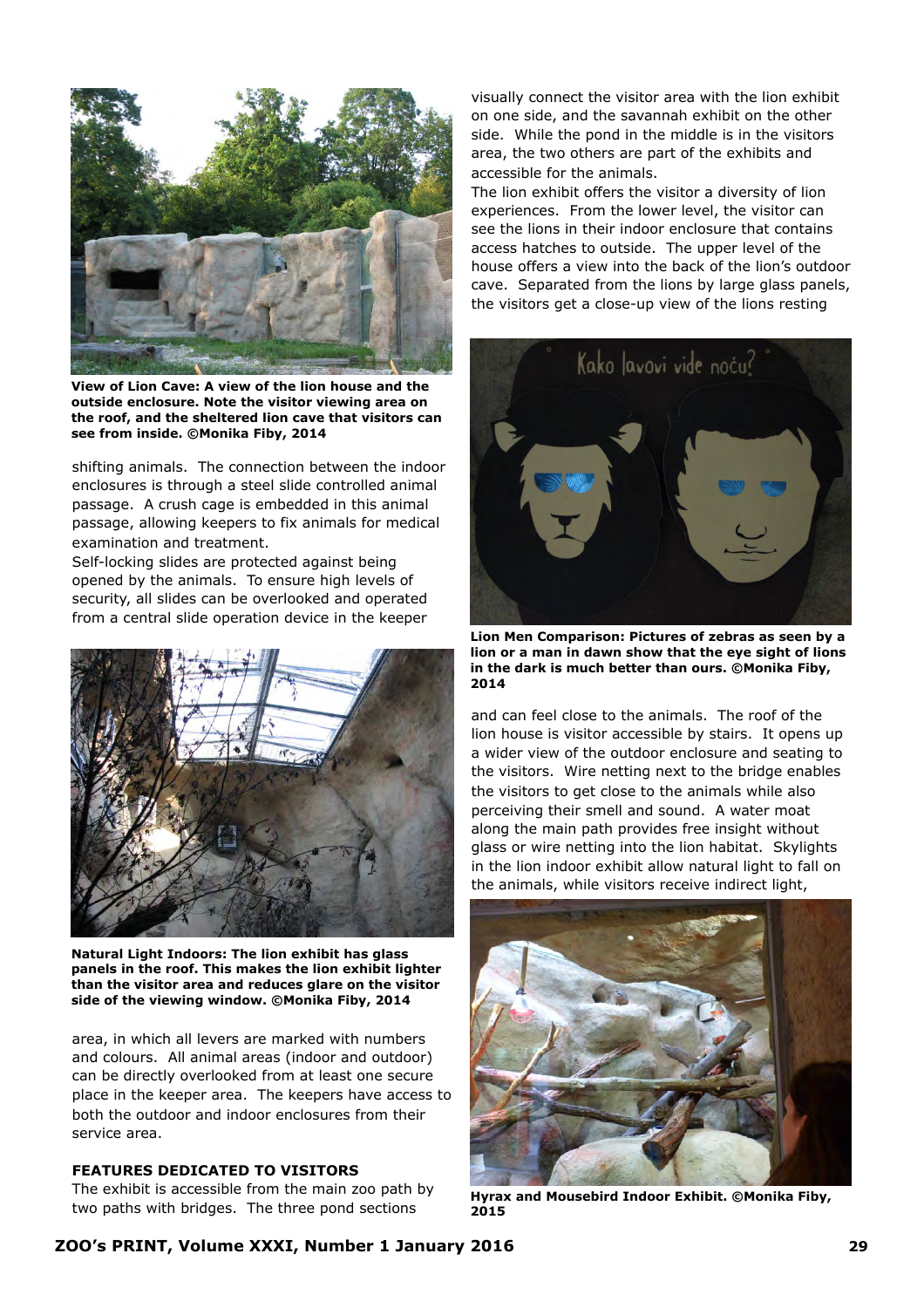View of Lion Cave: A view of the lion house and the outside enclosure. Note the visitor viewing area on the roof, and the sheltered lion cave that visitors can see from inside. ©Monika Fiby, 2014

shifting animals. The connection between the indoor enclosures is through a steel slide controlled animal passage. A crush cage is embedded in this animal passage, allowing keepers to fix animals for medical examination and treatment.

Self-locking slides are protected against being opened by the animals. To ensure high levels of security, all slides can be overlooked and operated from a central slide operation device in the keeper area, in which all levers are marked with numbers and colours. All animal areas (indoor and outdoor) can be directly overlooked from at least one secure place in the keeper area. The keepers have access to both the outdoor and indoor enclosures from their service area.

Natural Light Indoors: The lion exhibit has glass panels in the roof. This makes the lion exhibit lighter than the visitor area and reduces glare on the visitor side of the viewing window. ©Monika Fiby, 2014

### FEATURES DEDICATED TO VISITORS

The exhibit is accessible from the main zoo path by two paths with bridges. The three pond sections visually connect the visitor area with the lion exhibit on one side, and the savannah exhibit on the other side. While the pond in the middle is in the visitors area, the two others are part of the exhibits and accessible for the animals.

The lion exhibit offers the visitor a diversity of lion experiences. From the lower level, the visitor can see the lions in their indoor enclosure that contains access hatches to outside. The upper level of the house offers a view into the back of the lion's outdoor cave. Separated from the lions by large glass panels, the visitors get a close-up view of the lions resting and can feel close to the animals. The roof of the lion house is visitor accessible by stairs. It opens up a wider view of the outdoor enclosure and seating to the visitors. Wire netting next to the bridge enables the visitors to get close to the animals while also perceiving their smell and sound. A water moat along the main path provides free insight without glass or wire netting into the lion habitat. Skylights in the lion indoor exhibit allow natural light to fall on the animals, while visitors receive indirect light,

Lion Men Comparison: Pictures of zebras as seen by a lion or a man in dawn show that the eye sight of lions in the dark is much better than ours. ©Monika Fiby, 2014

Hyrax and Mousebird Indoor Exhibit. ©Monika Fiby, 2015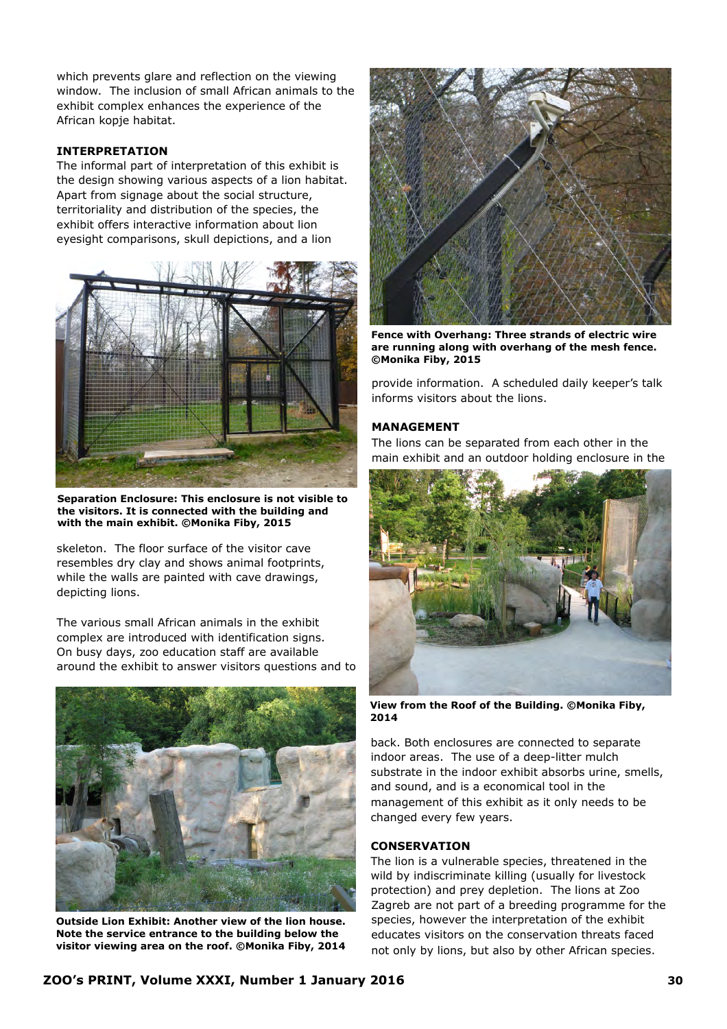which prevents glare and reflection on the viewing window. The inclusion of small African animals to the exhibit complex enhances the experience of the African kopje habitat.

**INTERPRETATION**

The informal part of interpretation of this exhibit is the design showing various aspects of a lion habitat. Apart from signage about the social structure, territoriality and distribution of the species, the exhibit offers interactive information about lion eyesight comparisons, skull depictions, and a lion skeleton. The floor surface of the visitor cave resembles dry clay and shows animal footprints, while the walls are painted with cave drawings, depicting lions.

**Separation Enclosure: This enclosure is not visible to the visitors. It is connected with the building and with the main exhibit. ©Monika Fiby, 2015**

The various small African animals in the exhibit complex are introduced with identification signs. On busy days, zoo education staff are available around the exhibit to answer visitors questions and to provide information. A scheduled daily keeper's talk informs visitors about the lions.

**Outside Lion Exhibit: Another view of the lion house. Note the service entrance to the building below the visitor viewing area on the roof. ©Monika Fiby, 2014**

**Fence with Overhang: Three strands of electric wire are running along with overhang of the mesh fence. ©Monika Fiby, 2015**

**MANAGEMENT**

The lions can be separated from each other in the main exhibit and an outdoor holding enclosure in the back. Both enclosures are connected to separate indoor areas. The use of a deep-litter mulch substrate in the indoor exhibit absorbs urine, smells, and sound, and is a economical tool in the management of this exhibit as it only needs to be changed every few years.

**View from the Roof of the Building. ©Monika Fiby, 2014**

**CONSERVATION**

The lion is a vulnerable species, threatened in the wild by indiscriminate killing (usually for livestock protection) and prey depletion. The lions at Zoo Zagreb are not part of a breeding programme for the species, however the interpretation of the exhibit educates visitors on the conservation threats faced not only by lions, but also by other African species.